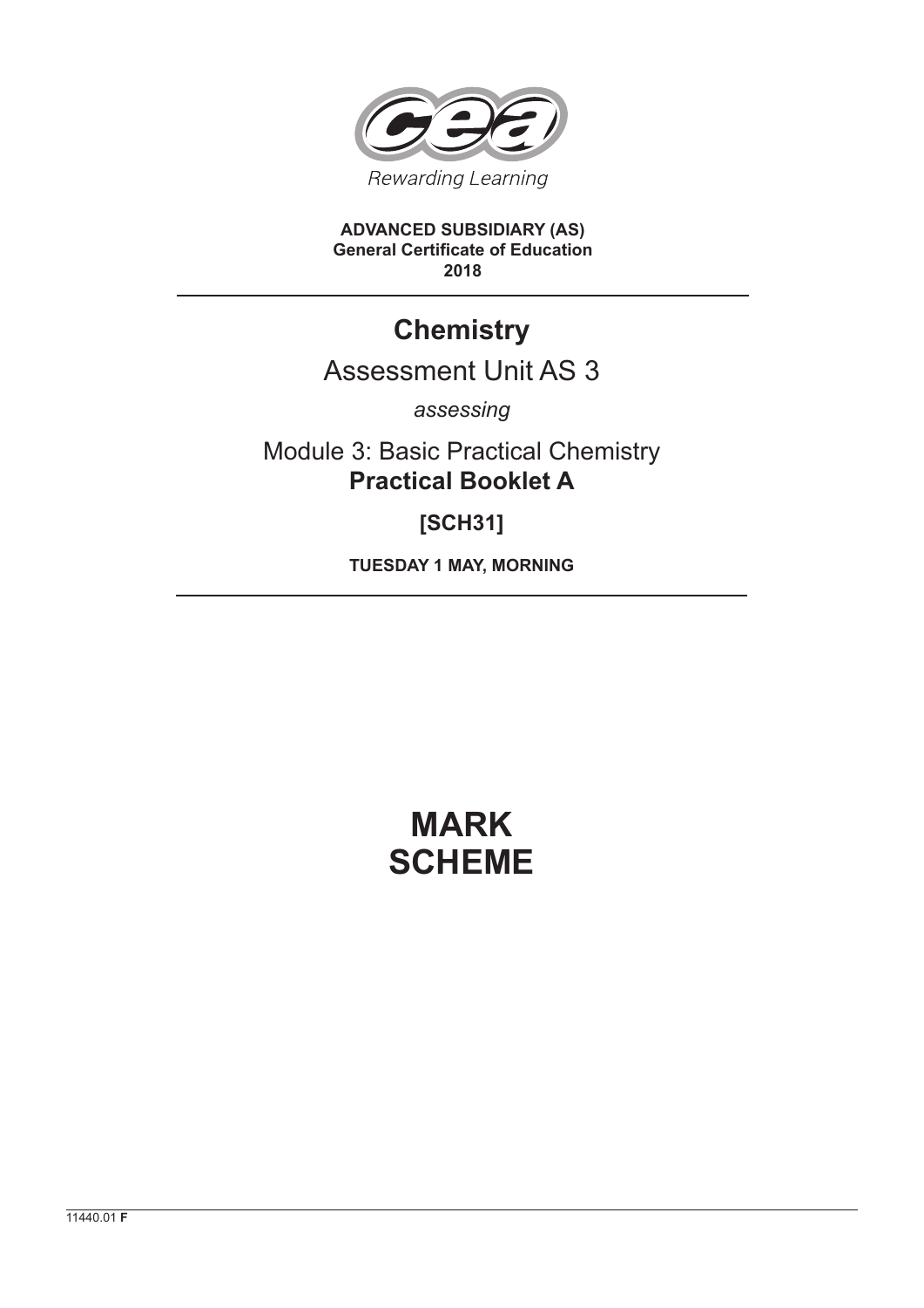Rewarding Learning

**ADVANCED SUBSIDIARY (AS)**
**General Certificate of Education**
**2018**

# Chemistry

## Assessment Unit AS 3

*assessing*

Module 3: Basic Practical Chemistry
**Practical Booklet A**

**[SCH31]**

**TUESDAY 1 MAY, MORNING**

# MARK SCHEME

11440.01 **F**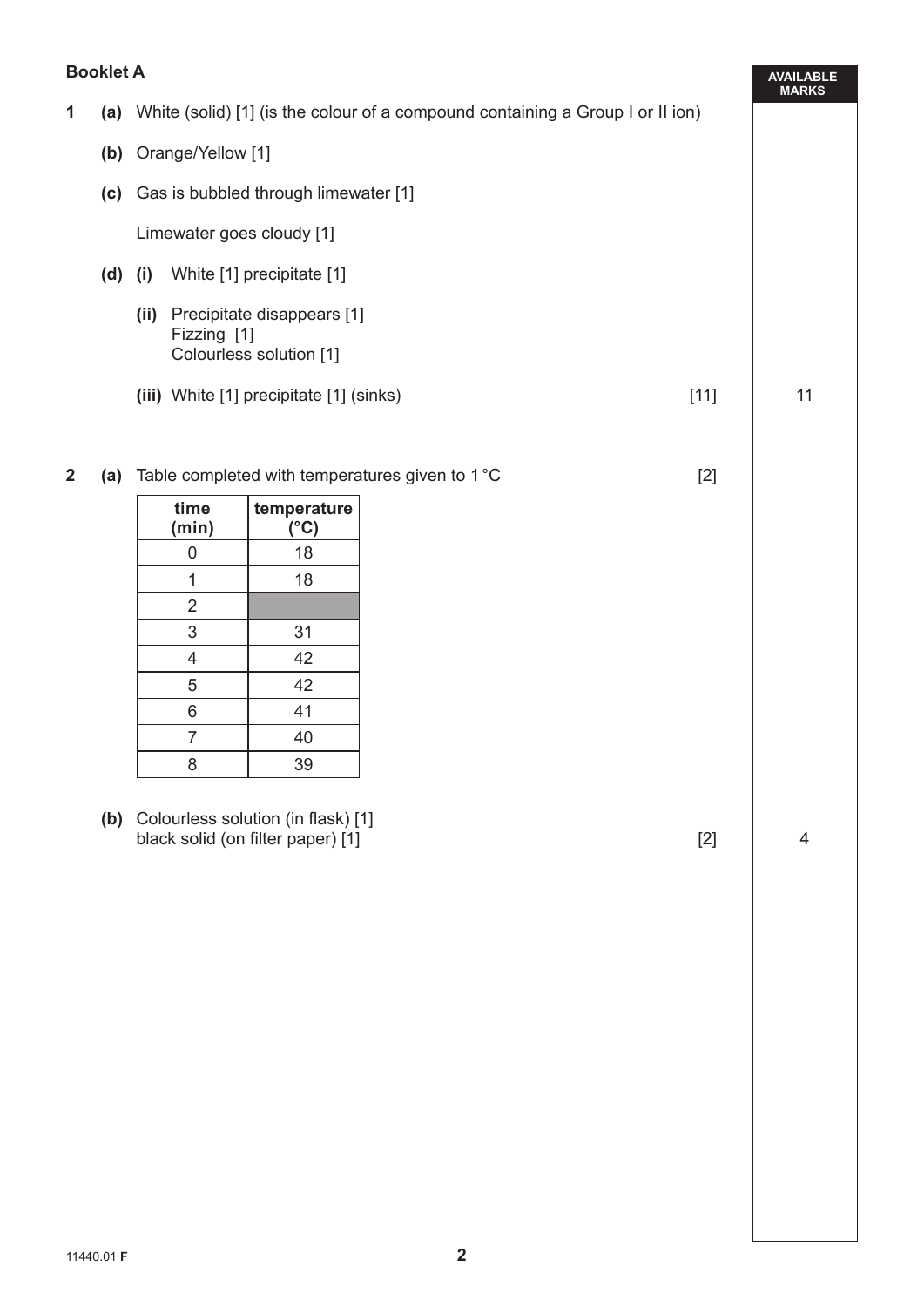## Booklet A

**1** **(a)** White (solid) [1] (is the colour of a compound containing a Group I or II ion)

**(b)** Orange/Yellow [1]

**(c)** Gas is bubbled through limewater [1]

Limewater goes cloudy [1]

**(d)** **(i)** White [1] precipitate [1]

**(ii)** Precipitate disappears [1]
Fizzing [1]
Colourless solution [1]

**(iii)** White [1] precipitate [1] (sinks) [11]

AVAILABLE MARKS: 11

**2** **(a)** Table completed with temperatures given to 1 °C [2]

| time (min) | temperature (°C) |
|---|---|
| 0 | 18 |
| 1 | 18 |
| 2 | |
| 3 | 31 |
| 4 | 42 |
| 5 | 42 |
| 6 | 41 |
| 7 | 40 |
| 8 | 39 |

**(b)** Colourless solution (in flask) [1]
black solid (on filter paper) [1] [2]

AVAILABLE MARKS: 4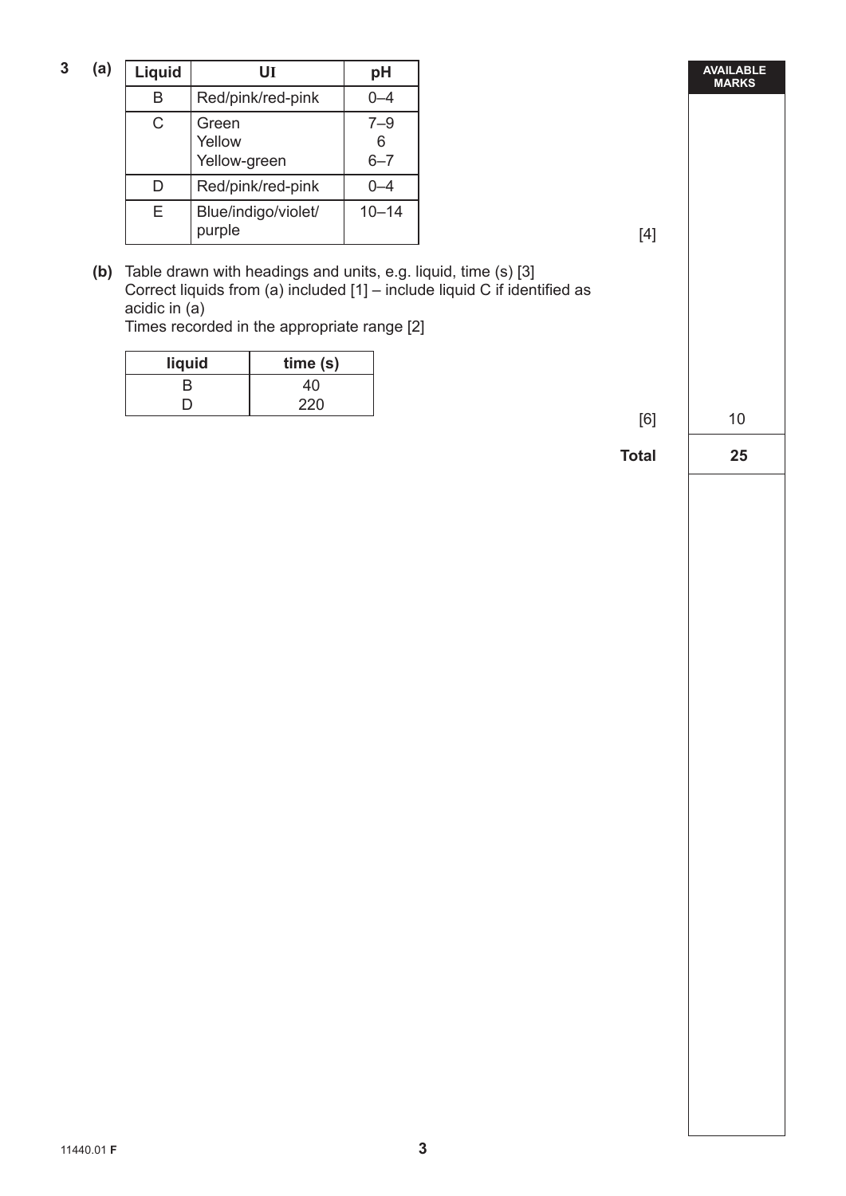**3 (a)**

| Liquid | UI | pH |
|---|---|---|
| B | Red/pink/red-pink | 0–4 |
| C | Green<br>Yellow<br>Yellow-green | 7–9<br>6<br>6–7 |
| D | Red/pink/red-pink | 0–4 |
| E | Blue/indigo/violet/purple | 10–14 |

[4]

**(b)** Table drawn with headings and units, e.g. liquid, time (s) [3]
Correct liquids from (a) included [1] – include liquid C if identified as acidic in (a)
Times recorded in the appropriate range [2]

| liquid | time (s) |
|---|---|
| B | 40 |
| D | 220 |

[6]

AVAILABLE MARKS: 10

**Total** 25